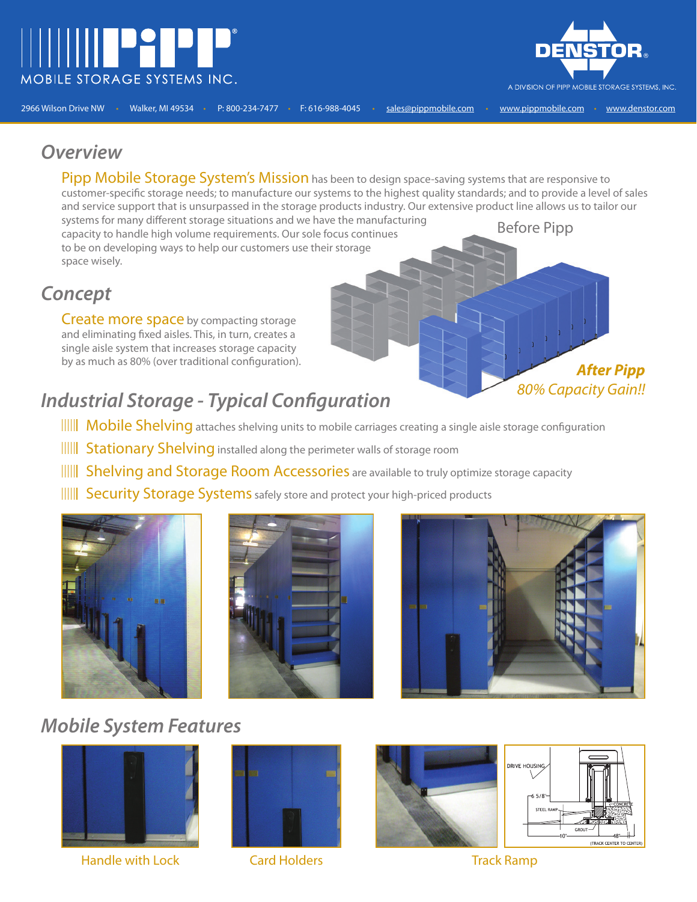PIPP MOBILE STORAGE SYSTEMS INC.

DENSTOR® A DIVISION OF PIPP MOBILE STORAGE SYSTEMS, INC.

2966 Wilson Drive NW • Walker, MI 49534 • P: 800-234-7477 • F: 616-988-4045 • sales@pippmobile.com • www.pippmobile.com • www.denstor.com

## Overview

**Pipp Mobile Storage System's Mission** has been to design space-saving systems that are responsive to customer-specific storage needs; to manufacture our systems to the highest quality standards; and to provide a level of sales and service support that is unsurpassed in the storage products industry. Our extensive product line allows us to tailor our systems for many different storage situations and we have the manufacturing capacity to handle high volume requirements. Our sole focus continues to be on developing ways to help our customers use their storage space wisely.

## Concept

**Create more space** by compacting storage and eliminating fixed aisles. This, in turn, creates a single aisle system that increases storage capacity by as much as 80% (over traditional configuration).

Before Pipp

*After Pipp*
*80% Capacity Gain!!*

## Industrial Storage - Typical Configuration

- **Mobile Shelving** attaches shelving units to mobile carriages creating a single aisle storage configuration
- **Stationary Shelving** installed along the perimeter walls of storage room
- **Shelving and Storage Room Accessories** are available to truly optimize storage capacity
- **Security Storage Systems** safely store and protect your high-priced products

## Mobile System Features

Handle with Lock

Card Holders

DRIVE HOUSING
6 5/8"
STEEL RAMP
CONCRETE
GROUT
10"
48"
(TRACK CENTER TO CENTER)

Track Ramp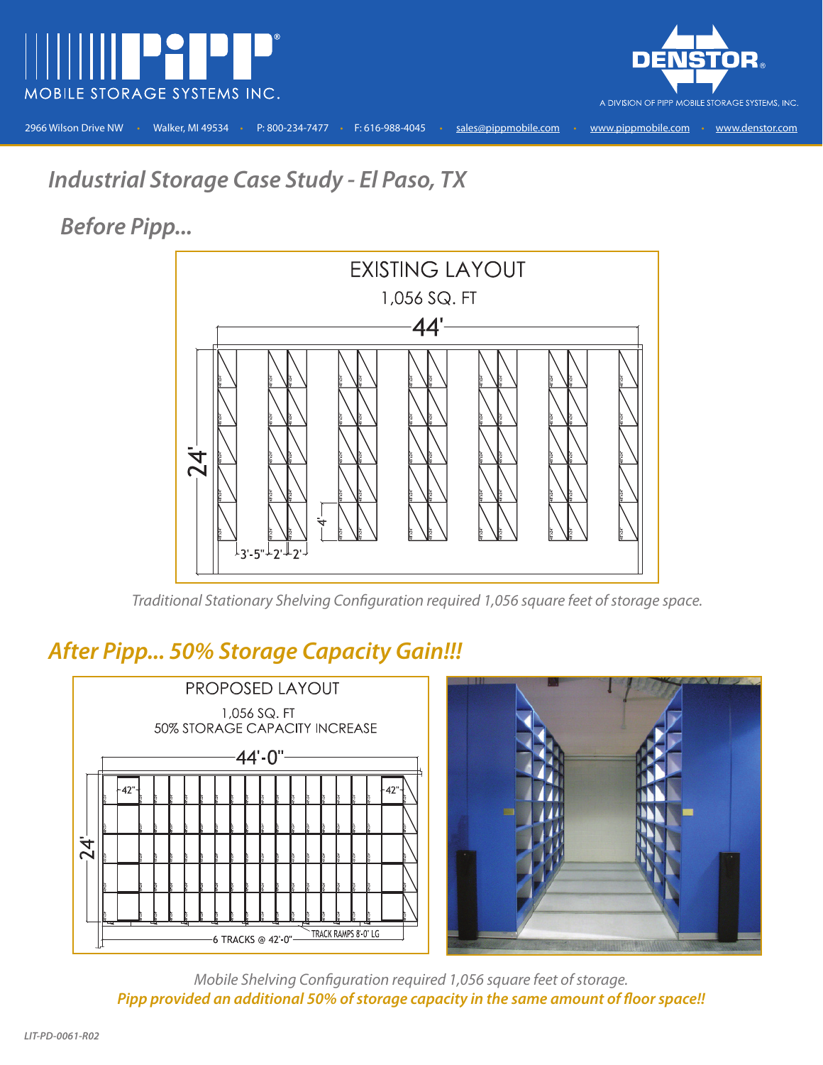# Industrial Storage Case Study - El Paso, TX

## Before Pipp...

EXISTING LAYOUT

1,056 SQ. FT

44'

24'

4'

3'-5" 2' 2'

*Traditional Stationary Shelving Configuration required 1,056 square feet of storage space.*

## After Pipp... 50% Storage Capacity Gain!!!

PROPOSED LAYOUT

1,056 SQ. FT

50% STORAGE CAPACITY INCREASE

44'-0"

24'

42"

42"

6 TRACKS @ 42'-0"

TRACK RAMPS 8'-0" LG

*Mobile Shelving Configuration required 1,056 square feet of storage.*

***Pipp provided an additional 50% of storage capacity in the same amount of floor space!!***

*LIT-PD-0061-R02*